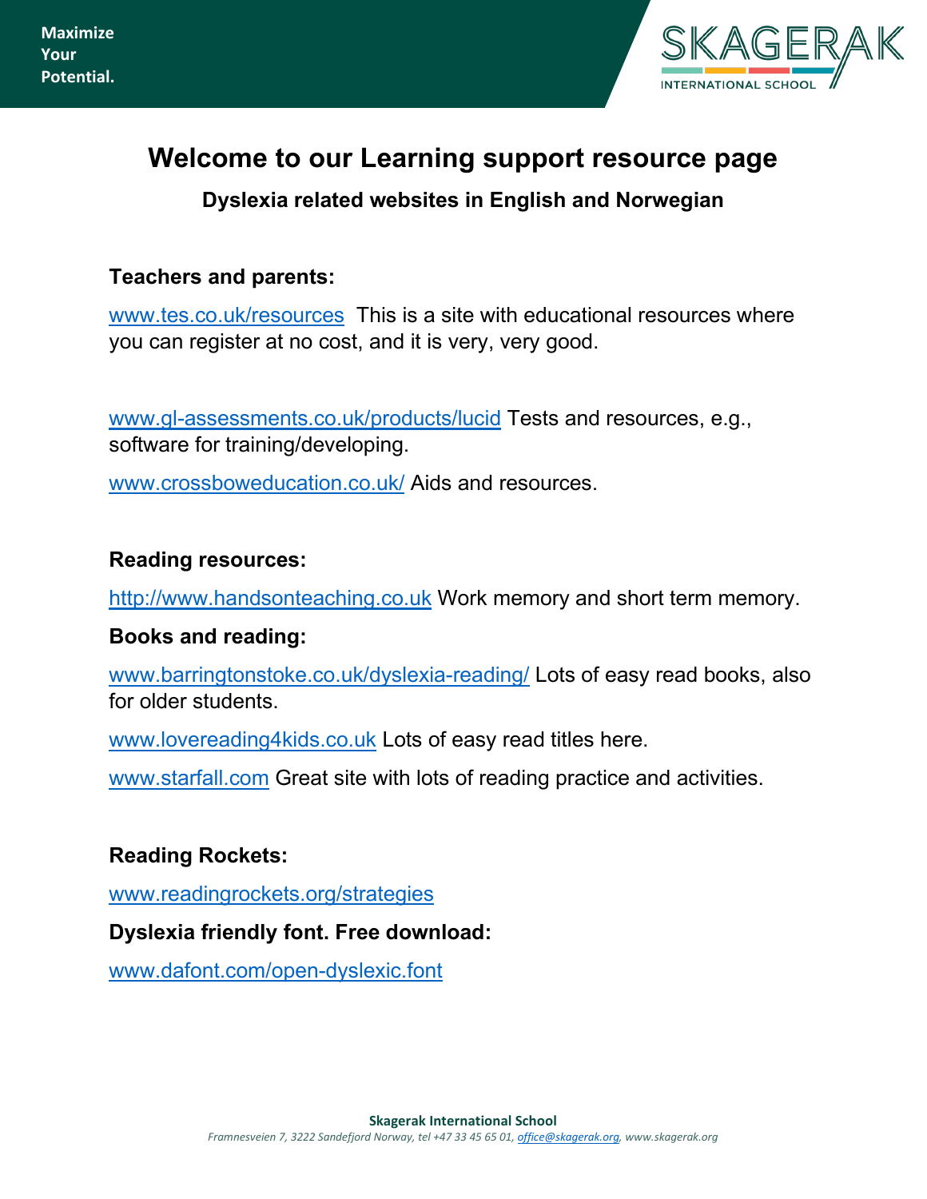# Welcome to our Learning support resource page

### Dyslexia related websites in English and Norwegian

**Teachers and parents:**

www.tes.co.uk/resources This is a site with educational resources where you can register at no cost, and it is very, very good.

www.gl-assessments.co.uk/products/lucid Tests and resources, e.g., software for training/developing.

www.crossboweducation.co.uk/ Aids and resources.

**Reading resources:**

http://www.handsonteaching.co.uk Work memory and short term memory.

**Books and reading:**

www.barringtonstoke.co.uk/dyslexia-reading/ Lots of easy read books, also for older students.

www.lovereading4kids.co.uk Lots of easy read titles here.

www.starfall.com Great site with lots of reading practice and activities.

**Reading Rockets:**

www.readingrockets.org/strategies

**Dyslexia friendly font. Free download:**

www.dafont.com/open-dyslexic.font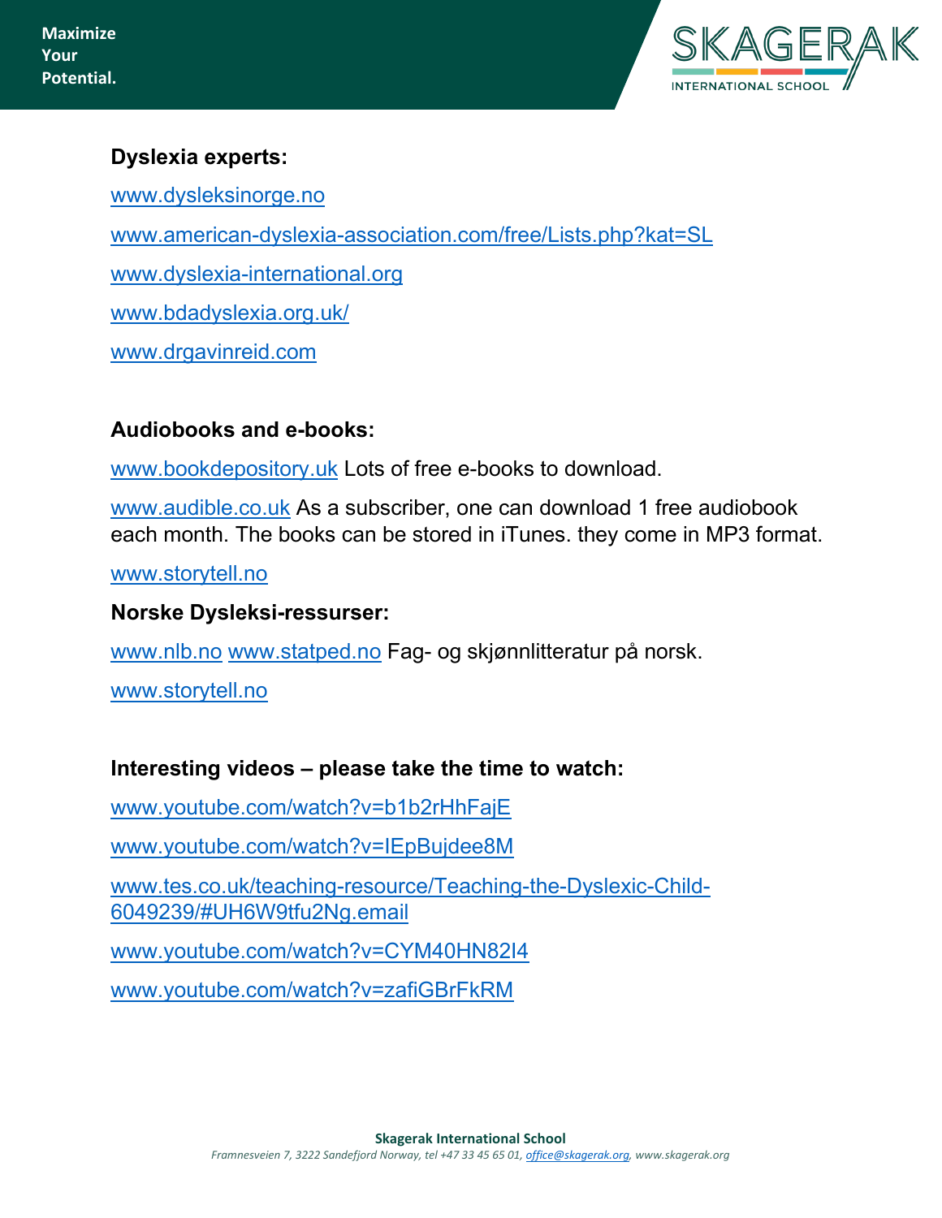**Dyslexia experts:**

www.dysleksinorge.no

www.american-dyslexia-association.com/free/Lists.php?kat=SL

www.dyslexia-international.org

www.bdadyslexia.org.uk/

www.drgavinreid.com

**Audiobooks and e-books:**

www.bookdepository.uk Lots of free e-books to download.

www.audible.co.uk As a subscriber, one can download 1 free audiobook each month. The books can be stored in iTunes. they come in MP3 format.

www.storytell.no

**Norske Dysleksi-ressurser:**

www.nlb.no www.statped.no Fag- og skjønnlitteratur på norsk.

www.storytell.no

**Interesting videos – please take the time to watch:**

www.youtube.com/watch?v=b1b2rHhFajE

www.youtube.com/watch?v=IEpBujdee8M

www.tes.co.uk/teaching-resource/Teaching-the-Dyslexic-Child-6049239/#UH6W9tfu2Ng.email

www.youtube.com/watch?v=CYM40HN82I4

www.youtube.com/watch?v=zafiGBrFkRM